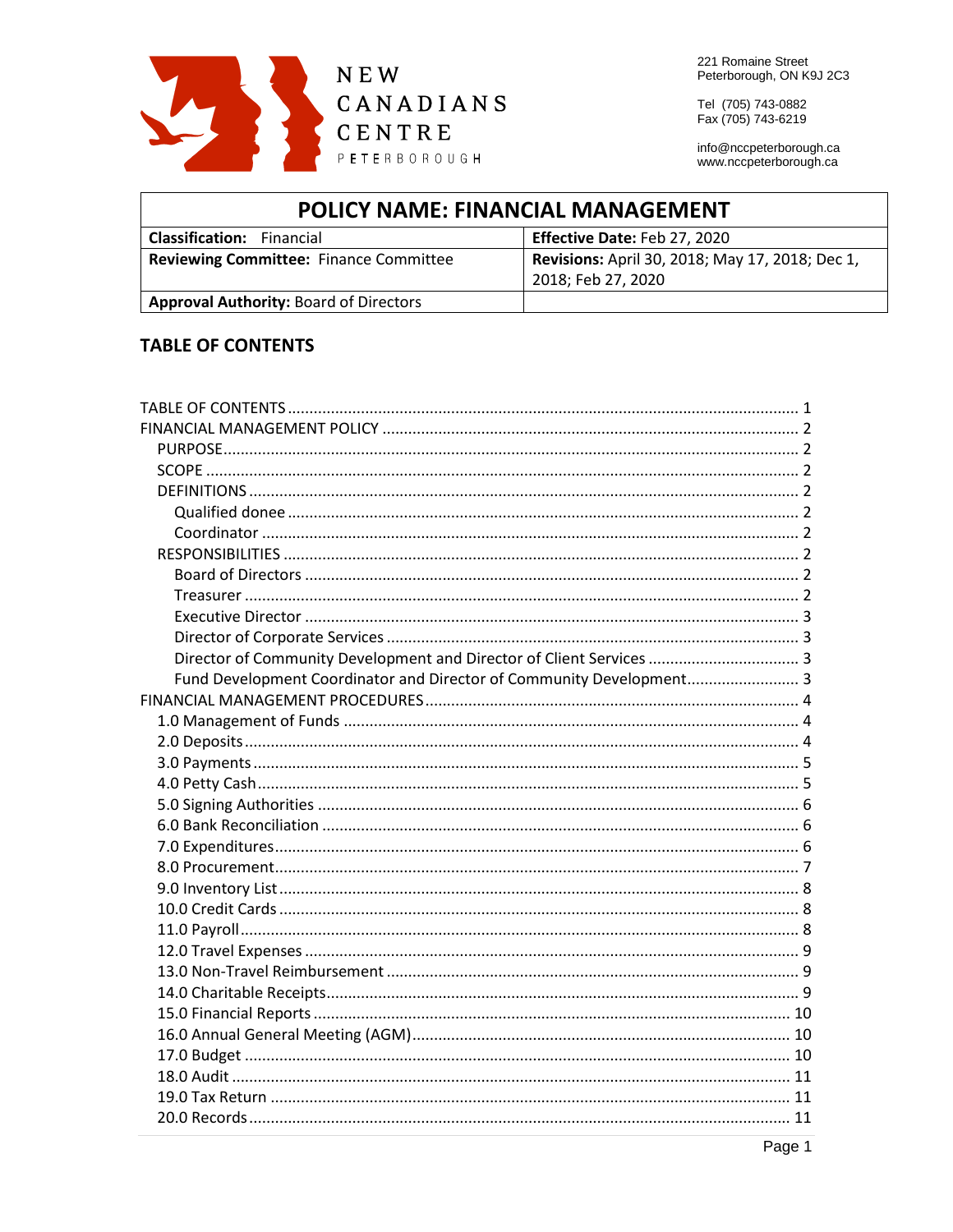NEW CANADIANS CENTRE PETERBOROUGH

221 Romaine Street
Peterborough, ON K9J 2C3

Tel (705) 743-0882
Fax (705) 743-6219

info@nccpeterborough.ca
www.nccpeterborough.ca

| POLICY NAME: FINANCIAL MANAGEMENT | |
|---|---|
| **Classification:** Financial | **Effective Date:** Feb 27, 2020 |
| **Reviewing Committee:** Finance Committee | **Revisions:** April 30, 2018; May 17, 2018; Dec 1, 2018; Feb 27, 2020 |
| **Approval Authority:** Board of Directors | |

## TABLE OF CONTENTS

- TABLE OF CONTENTS ..... 1
- FINANCIAL MANAGEMENT POLICY ..... 2
  - PURPOSE ..... 2
  - SCOPE ..... 2
  - DEFINITIONS ..... 2
    - Qualified donee ..... 2
    - Coordinator ..... 2
  - RESPONSIBILITIES ..... 2
    - Board of Directors ..... 2
    - Treasurer ..... 2
    - Executive Director ..... 3
    - Director of Corporate Services ..... 3
    - Director of Community Development and Director of Client Services ..... 3
    - Fund Development Coordinator and Director of Community Development ..... 3
- FINANCIAL MANAGEMENT PROCEDURES ..... 4
  - 1.0 Management of Funds ..... 4
  - 2.0 Deposits ..... 4
  - 3.0 Payments ..... 5
  - 4.0 Petty Cash ..... 5
  - 5.0 Signing Authorities ..... 6
  - 6.0 Bank Reconciliation ..... 6
  - 7.0 Expenditures ..... 6
  - 8.0 Procurement ..... 7
  - 9.0 Inventory List ..... 8
  - 10.0 Credit Cards ..... 8
  - 11.0 Payroll ..... 8
  - 12.0 Travel Expenses ..... 9
  - 13.0 Non-Travel Reimbursement ..... 9
  - 14.0 Charitable Receipts ..... 9
  - 15.0 Financial Reports ..... 10
  - 16.0 Annual General Meeting (AGM) ..... 10
  - 17.0 Budget ..... 10
  - 18.0 Audit ..... 11
  - 19.0 Tax Return ..... 11
  - 20.0 Records ..... 11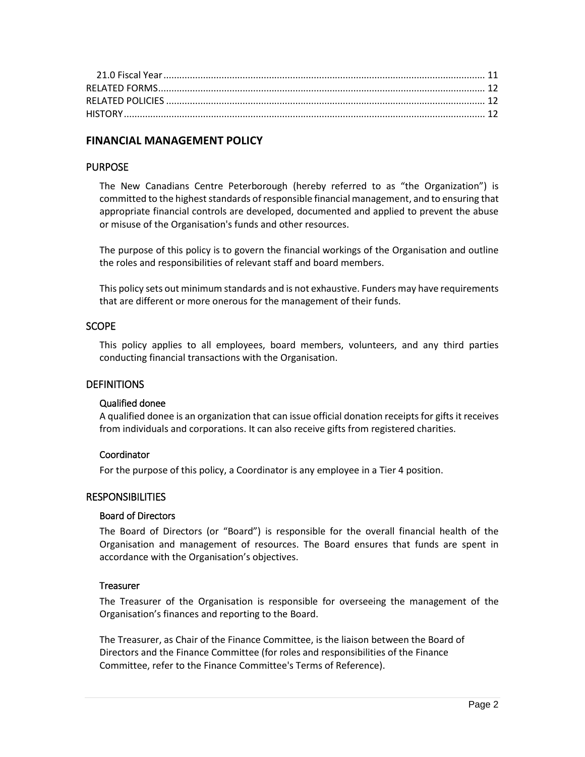21.0 Fiscal Year ........................................................................................................................ 11
RELATED FORMS........................................................................................................................ 12
RELATED POLICIES .................................................................................................................... 12
HISTORY..................................................................................................................................... 12

# FINANCIAL MANAGEMENT POLICY

## PURPOSE

The New Canadians Centre Peterborough (hereby referred to as "the Organization") is committed to the highest standards of responsible financial management, and to ensuring that appropriate financial controls are developed, documented and applied to prevent the abuse or misuse of the Organisation's funds and other resources.

The purpose of this policy is to govern the financial workings of the Organisation and outline the roles and responsibilities of relevant staff and board members.

This policy sets out minimum standards and is not exhaustive. Funders may have requirements that are different or more onerous for the management of their funds.

## SCOPE

This policy applies to all employees, board members, volunteers, and any third parties conducting financial transactions with the Organisation.

## DEFINITIONS

### Qualified donee

A qualified donee is an organization that can issue official donation receipts for gifts it receives from individuals and corporations. It can also receive gifts from registered charities.

### Coordinator

For the purpose of this policy, a Coordinator is any employee in a Tier 4 position.

## RESPONSIBILITIES

### Board of Directors

The Board of Directors (or "Board") is responsible for the overall financial health of the Organisation and management of resources. The Board ensures that funds are spent in accordance with the Organisation's objectives.

### Treasurer

The Treasurer of the Organisation is responsible for overseeing the management of the Organisation's finances and reporting to the Board.

The Treasurer, as Chair of the Finance Committee, is the liaison between the Board of Directors and the Finance Committee (for roles and responsibilities of the Finance Committee, refer to the Finance Committee's Terms of Reference).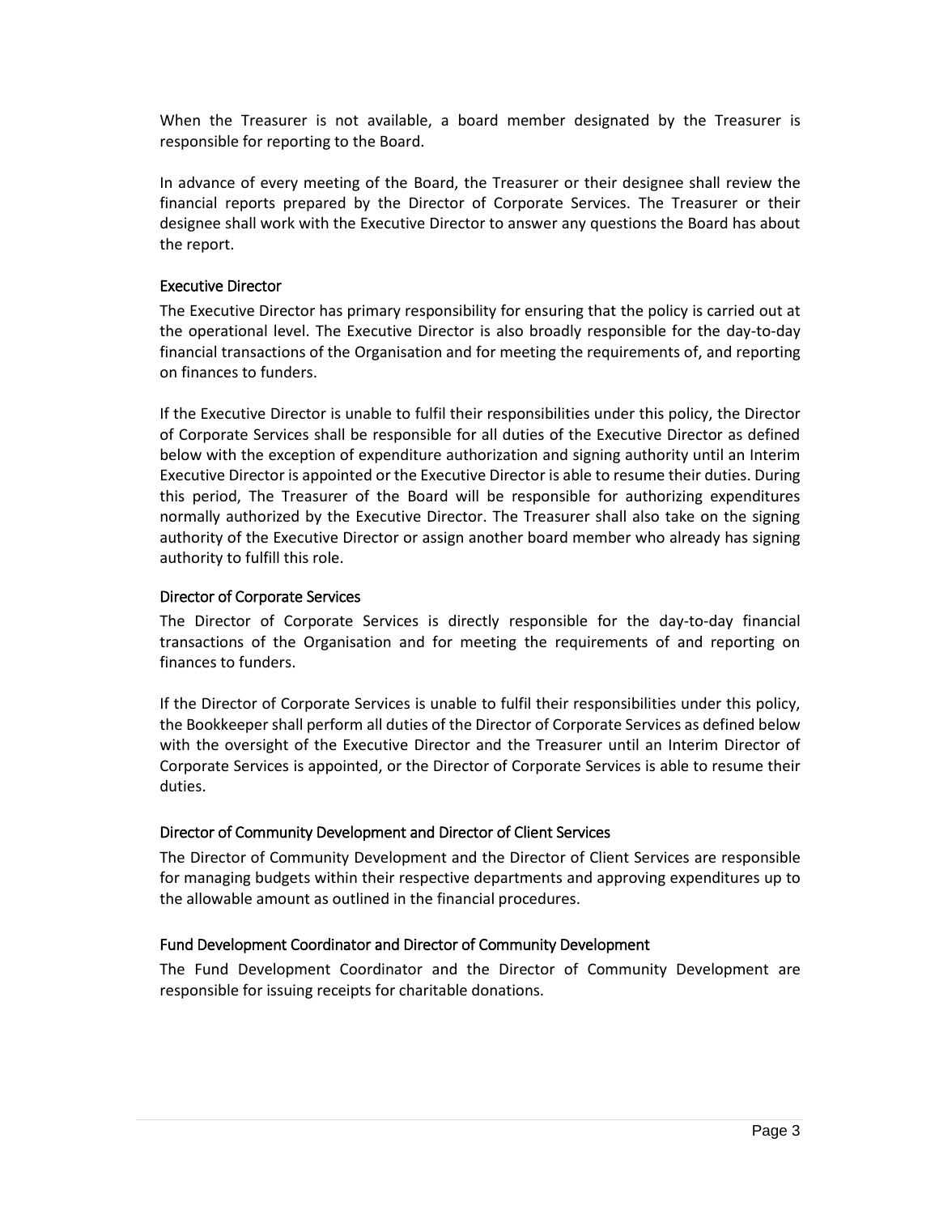When the Treasurer is not available, a board member designated by the Treasurer is responsible for reporting to the Board.

In advance of every meeting of the Board, the Treasurer or their designee shall review the financial reports prepared by the Director of Corporate Services. The Treasurer or their designee shall work with the Executive Director to answer any questions the Board has about the report.

### Executive Director

The Executive Director has primary responsibility for ensuring that the policy is carried out at the operational level. The Executive Director is also broadly responsible for the day-to-day financial transactions of the Organisation and for meeting the requirements of, and reporting on finances to funders.

If the Executive Director is unable to fulfil their responsibilities under this policy, the Director of Corporate Services shall be responsible for all duties of the Executive Director as defined below with the exception of expenditure authorization and signing authority until an Interim Executive Director is appointed or the Executive Director is able to resume their duties. During this period, The Treasurer of the Board will be responsible for authorizing expenditures normally authorized by the Executive Director. The Treasurer shall also take on the signing authority of the Executive Director or assign another board member who already has signing authority to fulfill this role.

### Director of Corporate Services

The Director of Corporate Services is directly responsible for the day-to-day financial transactions of the Organisation and for meeting the requirements of and reporting on finances to funders.

If the Director of Corporate Services is unable to fulfil their responsibilities under this policy, the Bookkeeper shall perform all duties of the Director of Corporate Services as defined below with the oversight of the Executive Director and the Treasurer until an Interim Director of Corporate Services is appointed, or the Director of Corporate Services is able to resume their duties.

### Director of Community Development and Director of Client Services

The Director of Community Development and the Director of Client Services are responsible for managing budgets within their respective departments and approving expenditures up to the allowable amount as outlined in the financial procedures.

### Fund Development Coordinator and Director of Community Development

The Fund Development Coordinator and the Director of Community Development are responsible for issuing receipts for charitable donations.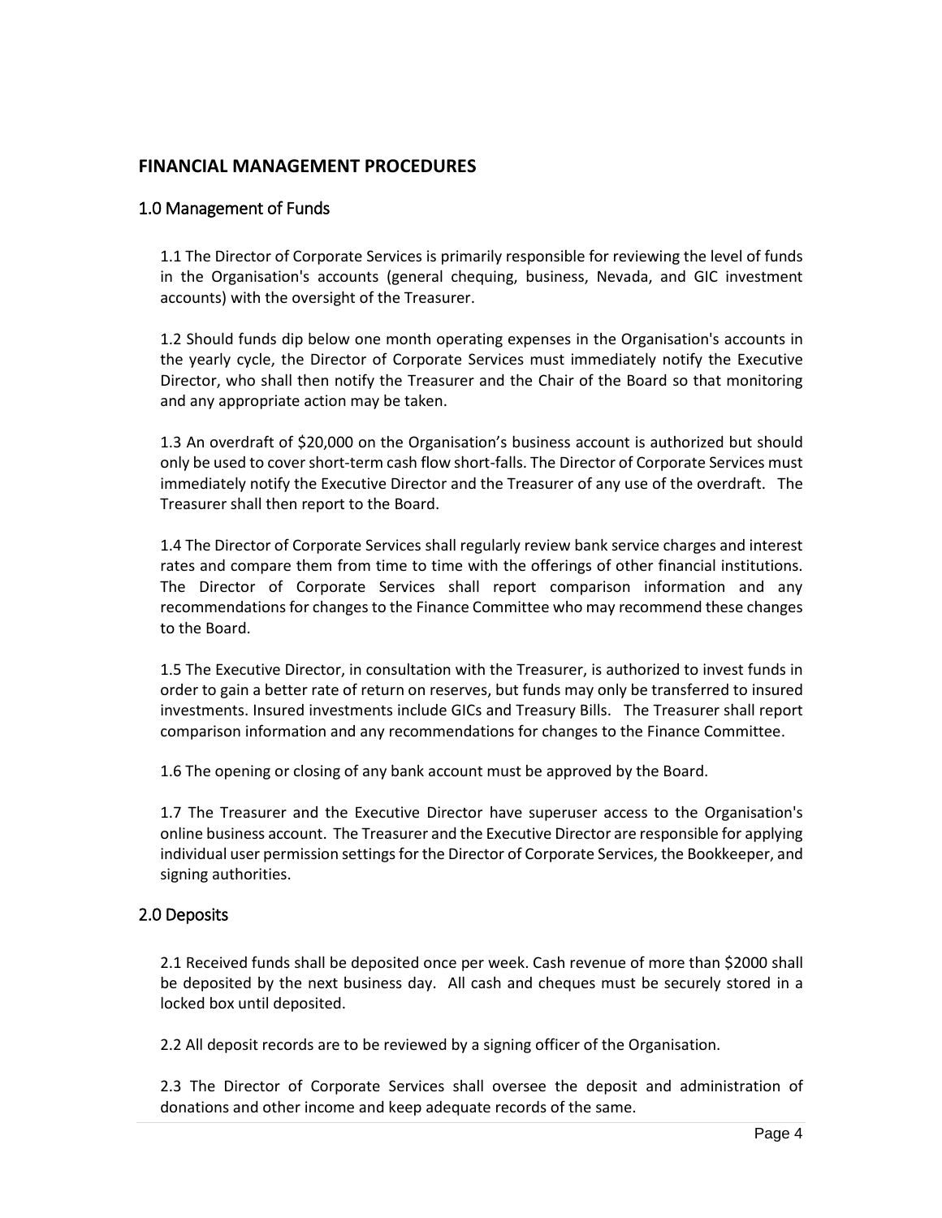## FINANCIAL MANAGEMENT PROCEDURES

### 1.0 Management of Funds

1.1 The Director of Corporate Services is primarily responsible for reviewing the level of funds in the Organisation's accounts (general chequing, business, Nevada, and GIC investment accounts) with the oversight of the Treasurer.

1.2 Should funds dip below one month operating expenses in the Organisation's accounts in the yearly cycle, the Director of Corporate Services must immediately notify the Executive Director, who shall then notify the Treasurer and the Chair of the Board so that monitoring and any appropriate action may be taken.

1.3 An overdraft of $20,000 on the Organisation's business account is authorized but should only be used to cover short-term cash flow short-falls. The Director of Corporate Services must immediately notify the Executive Director and the Treasurer of any use of the overdraft. The Treasurer shall then report to the Board.

1.4 The Director of Corporate Services shall regularly review bank service charges and interest rates and compare them from time to time with the offerings of other financial institutions. The Director of Corporate Services shall report comparison information and any recommendations for changes to the Finance Committee who may recommend these changes to the Board.

1.5 The Executive Director, in consultation with the Treasurer, is authorized to invest funds in order to gain a better rate of return on reserves, but funds may only be transferred to insured investments. Insured investments include GICs and Treasury Bills. The Treasurer shall report comparison information and any recommendations for changes to the Finance Committee.

1.6 The opening or closing of any bank account must be approved by the Board.

1.7 The Treasurer and the Executive Director have superuser access to the Organisation's online business account. The Treasurer and the Executive Director are responsible for applying individual user permission settings for the Director of Corporate Services, the Bookkeeper, and signing authorities.

### 2.0 Deposits

2.1 Received funds shall be deposited once per week. Cash revenue of more than $2000 shall be deposited by the next business day. All cash and cheques must be securely stored in a locked box until deposited.

2.2 All deposit records are to be reviewed by a signing officer of the Organisation.

2.3 The Director of Corporate Services shall oversee the deposit and administration of donations and other income and keep adequate records of the same.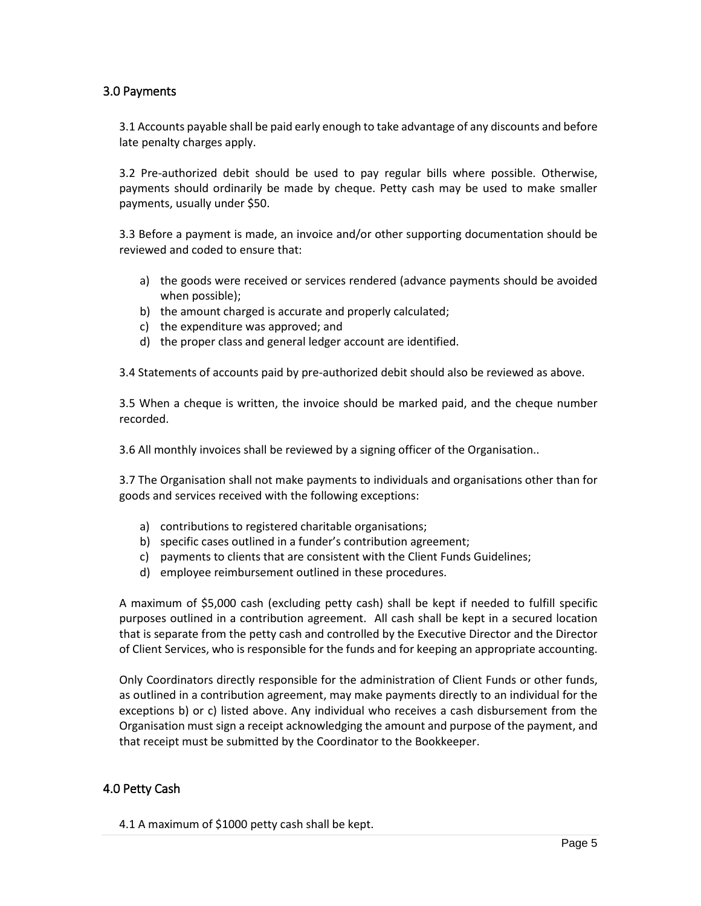## 3.0 Payments

3.1 Accounts payable shall be paid early enough to take advantage of any discounts and before late penalty charges apply.

3.2 Pre-authorized debit should be used to pay regular bills where possible. Otherwise, payments should ordinarily be made by cheque. Petty cash may be used to make smaller payments, usually under $50.

3.3 Before a payment is made, an invoice and/or other supporting documentation should be reviewed and coded to ensure that:

a) the goods were received or services rendered (advance payments should be avoided when possible);
b) the amount charged is accurate and properly calculated;
c) the expenditure was approved; and
d) the proper class and general ledger account are identified.

3.4 Statements of accounts paid by pre-authorized debit should also be reviewed as above.

3.5 When a cheque is written, the invoice should be marked paid, and the cheque number recorded.

3.6 All monthly invoices shall be reviewed by a signing officer of the Organisation..

3.7 The Organisation shall not make payments to individuals and organisations other than for goods and services received with the following exceptions:

a) contributions to registered charitable organisations;
b) specific cases outlined in a funder's contribution agreement;
c) payments to clients that are consistent with the Client Funds Guidelines;
d) employee reimbursement outlined in these procedures.

A maximum of $5,000 cash (excluding petty cash) shall be kept if needed to fulfill specific purposes outlined in a contribution agreement. All cash shall be kept in a secured location that is separate from the petty cash and controlled by the Executive Director and the Director of Client Services, who is responsible for the funds and for keeping an appropriate accounting.

Only Coordinators directly responsible for the administration of Client Funds or other funds, as outlined in a contribution agreement, may make payments directly to an individual for the exceptions b) or c) listed above. Any individual who receives a cash disbursement from the Organisation must sign a receipt acknowledging the amount and purpose of the payment, and that receipt must be submitted by the Coordinator to the Bookkeeper.

## 4.0 Petty Cash

4.1 A maximum of $1000 petty cash shall be kept.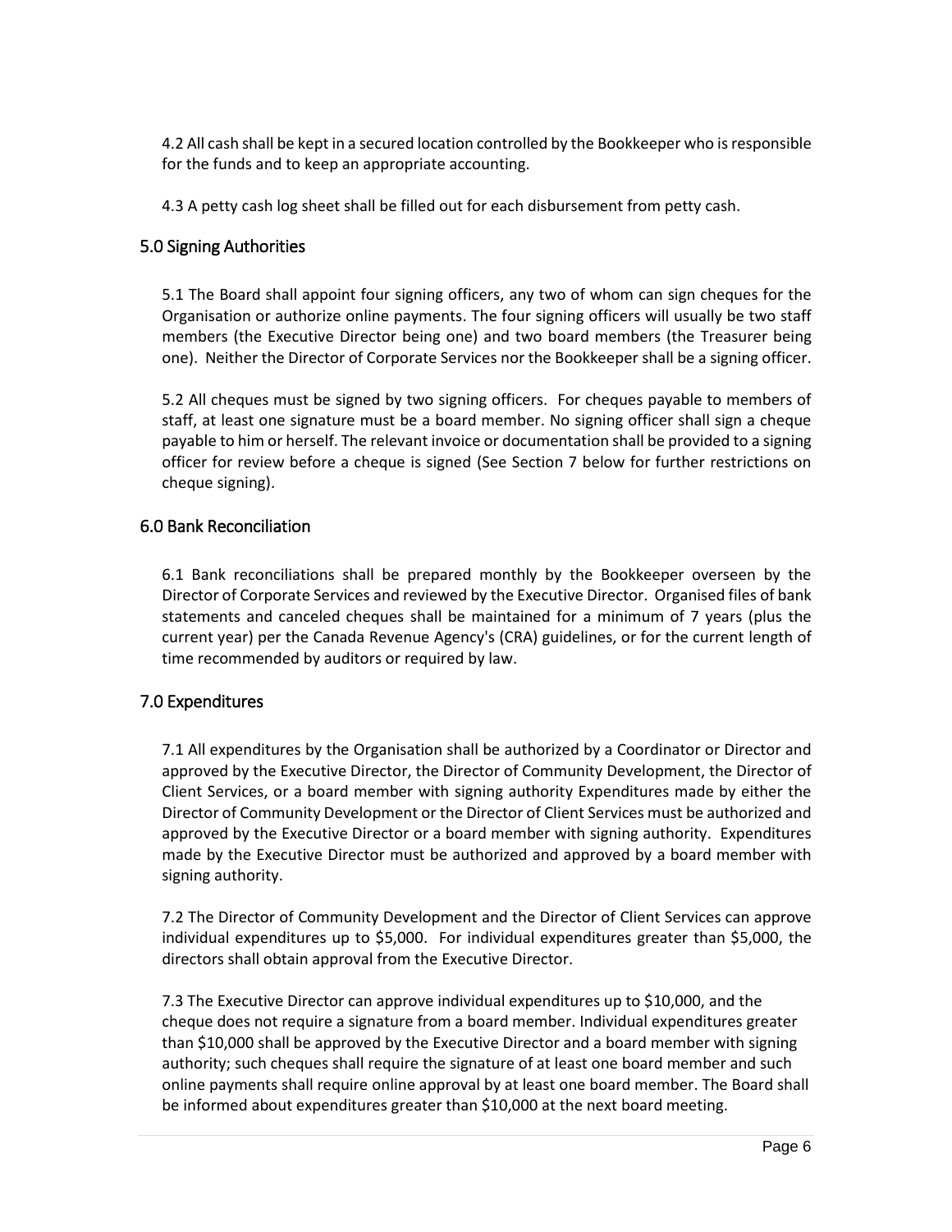4.2 All cash shall be kept in a secured location controlled by the Bookkeeper who is responsible for the funds and to keep an appropriate accounting.

4.3 A petty cash log sheet shall be filled out for each disbursement from petty cash.

## 5.0 Signing Authorities

5.1 The Board shall appoint four signing officers, any two of whom can sign cheques for the Organisation or authorize online payments. The four signing officers will usually be two staff members (the Executive Director being one) and two board members (the Treasurer being one). Neither the Director of Corporate Services nor the Bookkeeper shall be a signing officer.

5.2 All cheques must be signed by two signing officers. For cheques payable to members of staff, at least one signature must be a board member. No signing officer shall sign a cheque payable to him or herself. The relevant invoice or documentation shall be provided to a signing officer for review before a cheque is signed (See Section 7 below for further restrictions on cheque signing).

## 6.0 Bank Reconciliation

6.1 Bank reconciliations shall be prepared monthly by the Bookkeeper overseen by the Director of Corporate Services and reviewed by the Executive Director. Organised files of bank statements and canceled cheques shall be maintained for a minimum of 7 years (plus the current year) per the Canada Revenue Agency's (CRA) guidelines, or for the current length of time recommended by auditors or required by law.

## 7.0 Expenditures

7.1 All expenditures by the Organisation shall be authorized by a Coordinator or Director and approved by the Executive Director, the Director of Community Development, the Director of Client Services, or a board member with signing authority Expenditures made by either the Director of Community Development or the Director of Client Services must be authorized and approved by the Executive Director or a board member with signing authority. Expenditures made by the Executive Director must be authorized and approved by a board member with signing authority.

7.2 The Director of Community Development and the Director of Client Services can approve individual expenditures up to $5,000. For individual expenditures greater than $5,000, the directors shall obtain approval from the Executive Director.

7.3 The Executive Director can approve individual expenditures up to $10,000, and the cheque does not require a signature from a board member. Individual expenditures greater than $10,000 shall be approved by the Executive Director and a board member with signing authority; such cheques shall require the signature of at least one board member and such online payments shall require online approval by at least one board member. The Board shall be informed about expenditures greater than $10,000 at the next board meeting.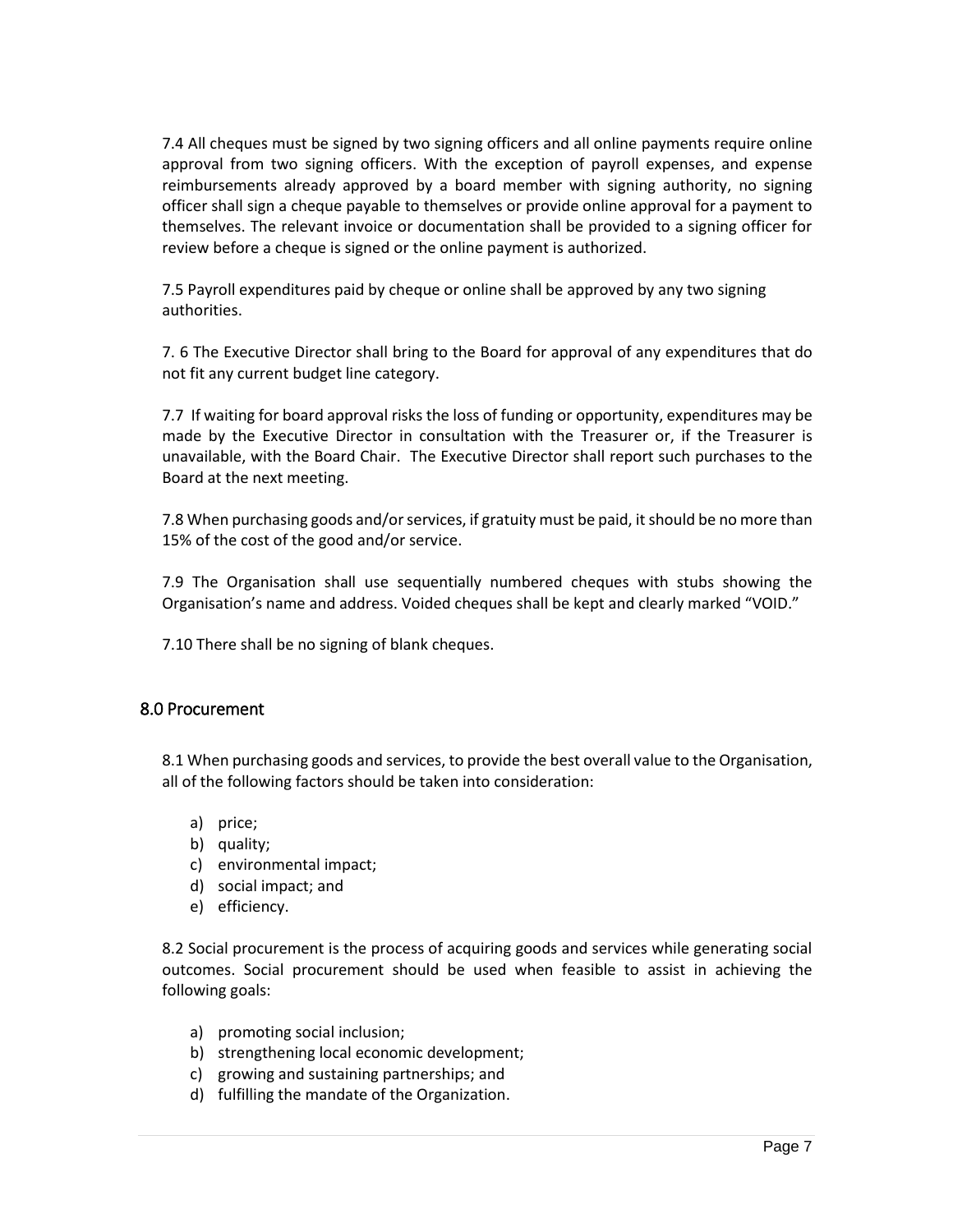7.4 All cheques must be signed by two signing officers and all online payments require online approval from two signing officers. With the exception of payroll expenses, and expense reimbursements already approved by a board member with signing authority, no signing officer shall sign a cheque payable to themselves or provide online approval for a payment to themselves. The relevant invoice or documentation shall be provided to a signing officer for review before a cheque is signed or the online payment is authorized.

7.5 Payroll expenditures paid by cheque or online shall be approved by any two signing authorities.

7. 6 The Executive Director shall bring to the Board for approval of any expenditures that do not fit any current budget line category.

7.7 If waiting for board approval risks the loss of funding or opportunity, expenditures may be made by the Executive Director in consultation with the Treasurer or, if the Treasurer is unavailable, with the Board Chair. The Executive Director shall report such purchases to the Board at the next meeting.

7.8 When purchasing goods and/or services, if gratuity must be paid, it should be no more than 15% of the cost of the good and/or service.

7.9 The Organisation shall use sequentially numbered cheques with stubs showing the Organisation's name and address. Voided cheques shall be kept and clearly marked "VOID."

7.10 There shall be no signing of blank cheques.

## 8.0 Procurement

8.1 When purchasing goods and services, to provide the best overall value to the Organisation, all of the following factors should be taken into consideration:

a) price;
b) quality;
c) environmental impact;
d) social impact; and
e) efficiency.

8.2 Social procurement is the process of acquiring goods and services while generating social outcomes. Social procurement should be used when feasible to assist in achieving the following goals:

a) promoting social inclusion;
b) strengthening local economic development;
c) growing and sustaining partnerships; and
d) fulfilling the mandate of the Organization.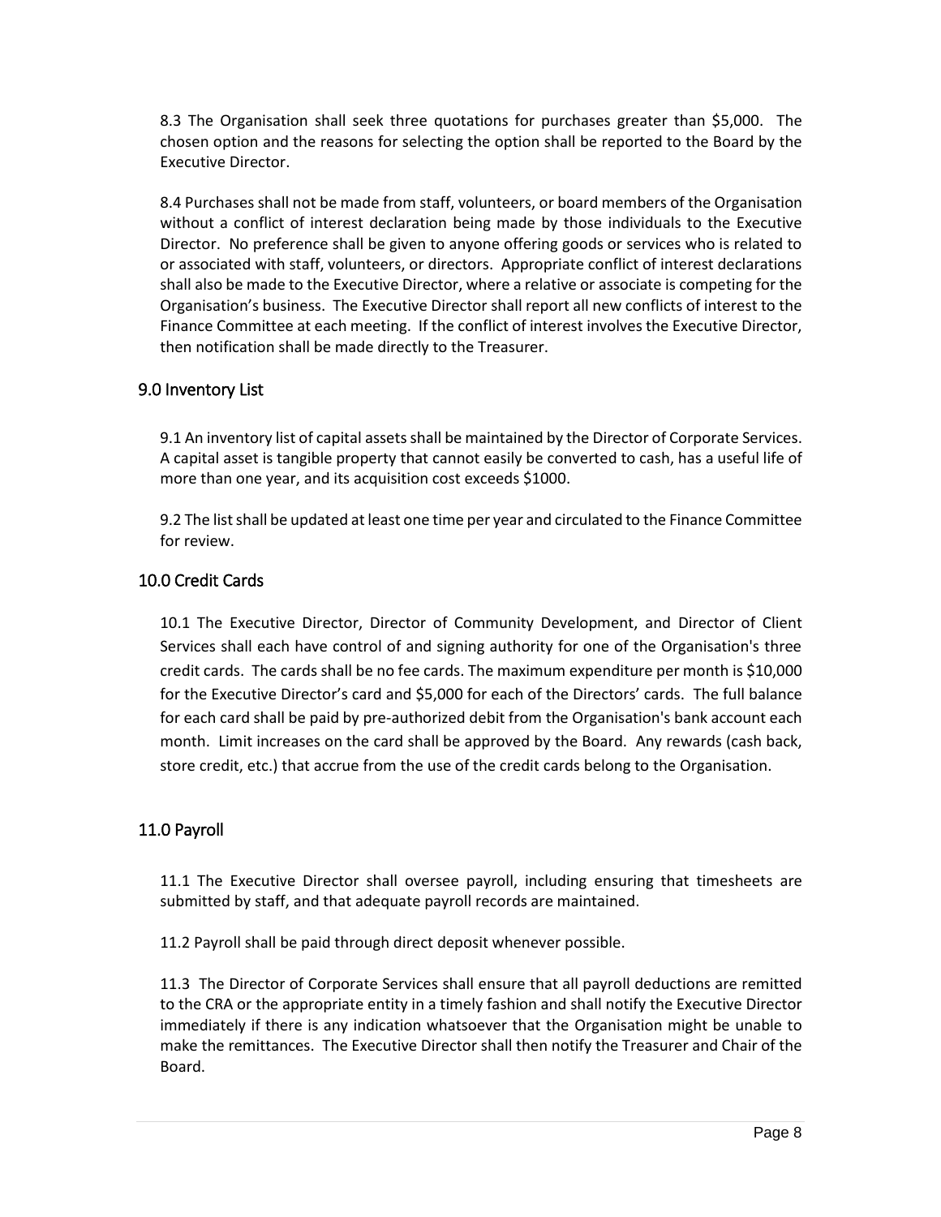8.3 The Organisation shall seek three quotations for purchases greater than $5,000. The chosen option and the reasons for selecting the option shall be reported to the Board by the Executive Director.

8.4 Purchases shall not be made from staff, volunteers, or board members of the Organisation without a conflict of interest declaration being made by those individuals to the Executive Director. No preference shall be given to anyone offering goods or services who is related to or associated with staff, volunteers, or directors. Appropriate conflict of interest declarations shall also be made to the Executive Director, where a relative or associate is competing for the Organisation's business. The Executive Director shall report all new conflicts of interest to the Finance Committee at each meeting. If the conflict of interest involves the Executive Director, then notification shall be made directly to the Treasurer.

## 9.0 Inventory List

9.1 An inventory list of capital assets shall be maintained by the Director of Corporate Services. A capital asset is tangible property that cannot easily be converted to cash, has a useful life of more than one year, and its acquisition cost exceeds $1000.

9.2 The list shall be updated at least one time per year and circulated to the Finance Committee for review.

## 10.0 Credit Cards

10.1 The Executive Director, Director of Community Development, and Director of Client Services shall each have control of and signing authority for one of the Organisation's three credit cards. The cards shall be no fee cards. The maximum expenditure per month is $10,000 for the Executive Director's card and $5,000 for each of the Directors' cards. The full balance for each card shall be paid by pre-authorized debit from the Organisation's bank account each month. Limit increases on the card shall be approved by the Board. Any rewards (cash back, store credit, etc.) that accrue from the use of the credit cards belong to the Organisation.

## 11.0 Payroll

11.1 The Executive Director shall oversee payroll, including ensuring that timesheets are submitted by staff, and that adequate payroll records are maintained.

11.2 Payroll shall be paid through direct deposit whenever possible.

11.3 The Director of Corporate Services shall ensure that all payroll deductions are remitted to the CRA or the appropriate entity in a timely fashion and shall notify the Executive Director immediately if there is any indication whatsoever that the Organisation might be unable to make the remittances. The Executive Director shall then notify the Treasurer and Chair of the Board.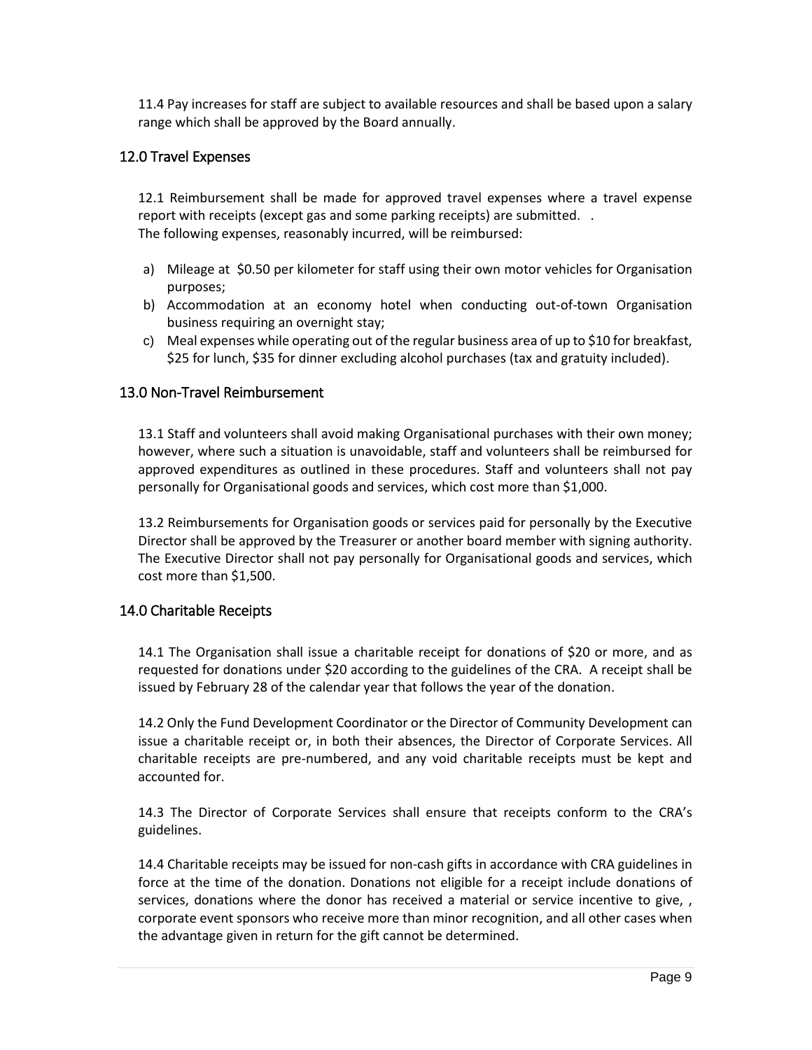11.4 Pay increases for staff are subject to available resources and shall be based upon a salary range which shall be approved by the Board annually.

## 12.0 Travel Expenses

12.1 Reimbursement shall be made for approved travel expenses where a travel expense report with receipts (except gas and some parking receipts) are submitted. .
The following expenses, reasonably incurred, will be reimbursed:

a) Mileage at $0.50 per kilometer for staff using their own motor vehicles for Organisation purposes;
b) Accommodation at an economy hotel when conducting out-of-town Organisation business requiring an overnight stay;
c) Meal expenses while operating out of the regular business area of up to $10 for breakfast, $25 for lunch, $35 for dinner excluding alcohol purchases (tax and gratuity included).

## 13.0 Non-Travel Reimbursement

13.1 Staff and volunteers shall avoid making Organisational purchases with their own money; however, where such a situation is unavoidable, staff and volunteers shall be reimbursed for approved expenditures as outlined in these procedures. Staff and volunteers shall not pay personally for Organisational goods and services, which cost more than $1,000.

13.2 Reimbursements for Organisation goods or services paid for personally by the Executive Director shall be approved by the Treasurer or another board member with signing authority. The Executive Director shall not pay personally for Organisational goods and services, which cost more than $1,500.

## 14.0 Charitable Receipts

14.1 The Organisation shall issue a charitable receipt for donations of $20 or more, and as requested for donations under $20 according to the guidelines of the CRA. A receipt shall be issued by February 28 of the calendar year that follows the year of the donation.

14.2 Only the Fund Development Coordinator or the Director of Community Development can issue a charitable receipt or, in both their absences, the Director of Corporate Services. All charitable receipts are pre-numbered, and any void charitable receipts must be kept and accounted for.

14.3 The Director of Corporate Services shall ensure that receipts conform to the CRA's guidelines.

14.4 Charitable receipts may be issued for non-cash gifts in accordance with CRA guidelines in force at the time of the donation. Donations not eligible for a receipt include donations of services, donations where the donor has received a material or service incentive to give, , corporate event sponsors who receive more than minor recognition, and all other cases when the advantage given in return for the gift cannot be determined.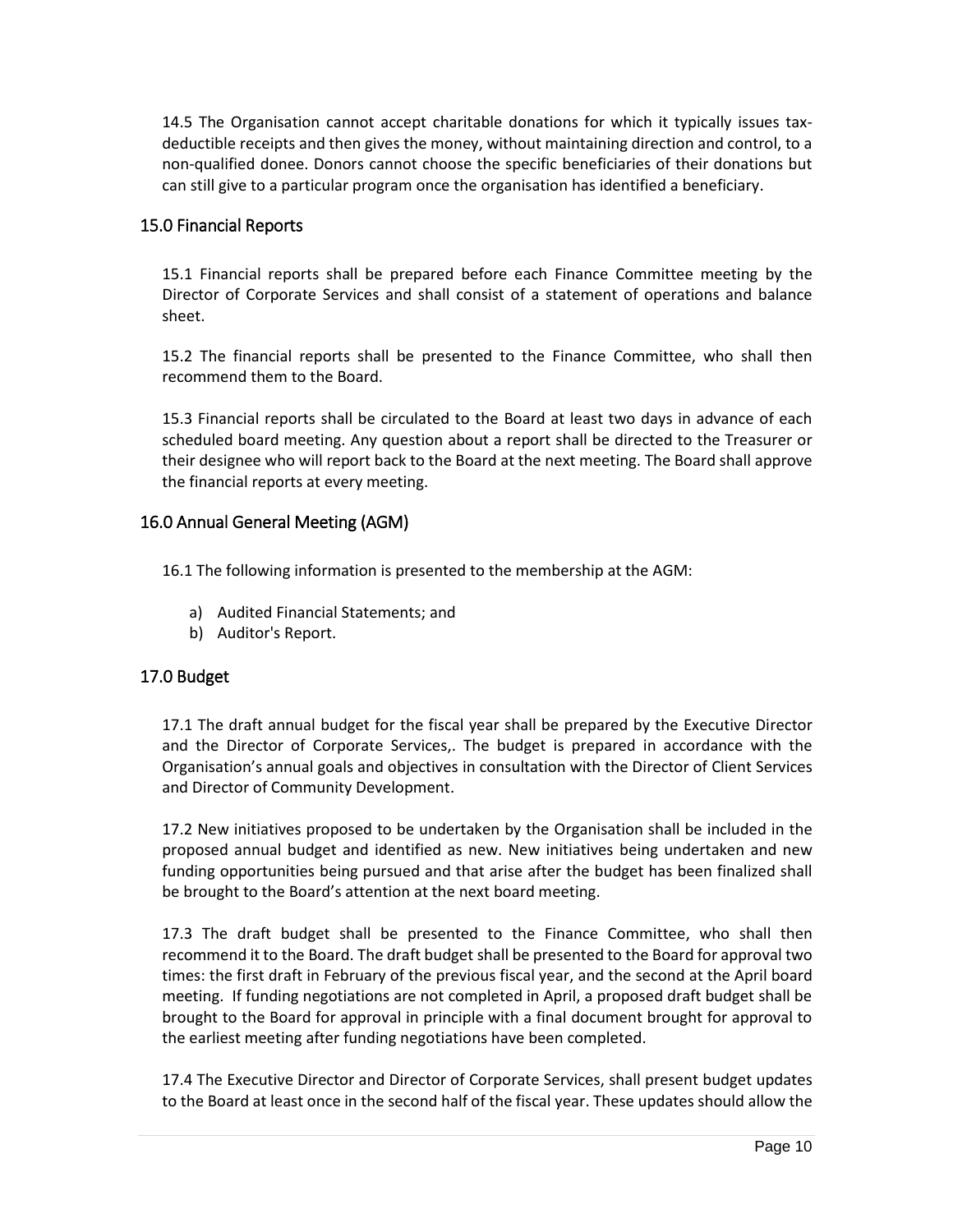14.5 The Organisation cannot accept charitable donations for which it typically issues tax-deductible receipts and then gives the money, without maintaining direction and control, to a non-qualified donee. Donors cannot choose the specific beneficiaries of their donations but can still give to a particular program once the organisation has identified a beneficiary.

## 15.0 Financial Reports

15.1 Financial reports shall be prepared before each Finance Committee meeting by the Director of Corporate Services and shall consist of a statement of operations and balance sheet.

15.2 The financial reports shall be presented to the Finance Committee, who shall then recommend them to the Board.

15.3 Financial reports shall be circulated to the Board at least two days in advance of each scheduled board meeting. Any question about a report shall be directed to the Treasurer or their designee who will report back to the Board at the next meeting. The Board shall approve the financial reports at every meeting.

## 16.0 Annual General Meeting (AGM)

16.1 The following information is presented to the membership at the AGM:

a) Audited Financial Statements; and
b) Auditor's Report.

## 17.0 Budget

17.1 The draft annual budget for the fiscal year shall be prepared by the Executive Director and the Director of Corporate Services,. The budget is prepared in accordance with the Organisation's annual goals and objectives in consultation with the Director of Client Services and Director of Community Development.

17.2 New initiatives proposed to be undertaken by the Organisation shall be included in the proposed annual budget and identified as new. New initiatives being undertaken and new funding opportunities being pursued and that arise after the budget has been finalized shall be brought to the Board's attention at the next board meeting.

17.3 The draft budget shall be presented to the Finance Committee, who shall then recommend it to the Board. The draft budget shall be presented to the Board for approval two times: the first draft in February of the previous fiscal year, and the second at the April board meeting. If funding negotiations are not completed in April, a proposed draft budget shall be brought to the Board for approval in principle with a final document brought for approval to the earliest meeting after funding negotiations have been completed.

17.4 The Executive Director and Director of Corporate Services, shall present budget updates to the Board at least once in the second half of the fiscal year. These updates should allow the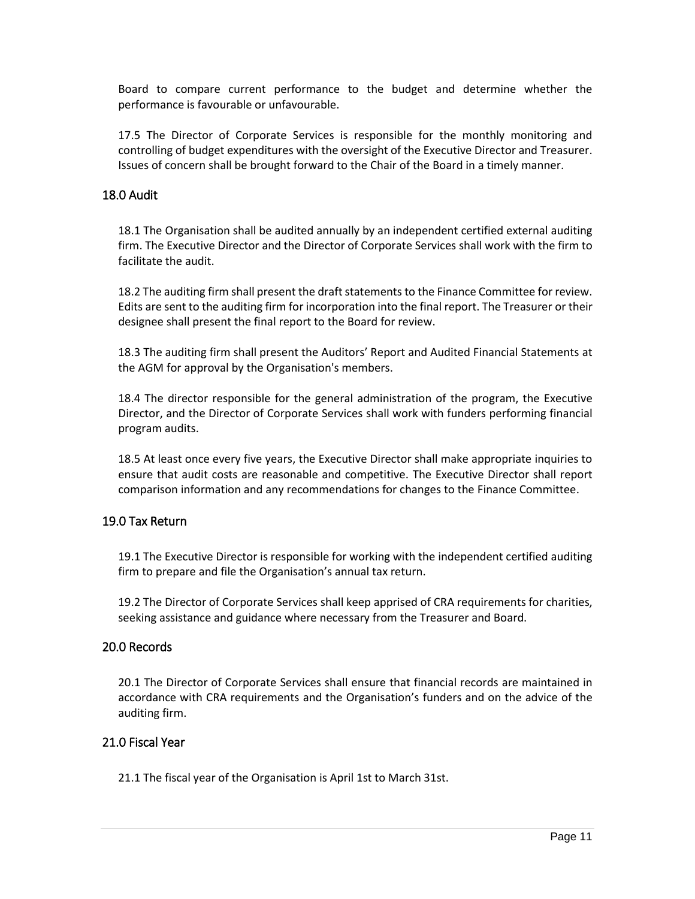Board to compare current performance to the budget and determine whether the performance is favourable or unfavourable.

17.5 The Director of Corporate Services is responsible for the monthly monitoring and controlling of budget expenditures with the oversight of the Executive Director and Treasurer. Issues of concern shall be brought forward to the Chair of the Board in a timely manner.

## 18.0 Audit

18.1 The Organisation shall be audited annually by an independent certified external auditing firm. The Executive Director and the Director of Corporate Services shall work with the firm to facilitate the audit.

18.2 The auditing firm shall present the draft statements to the Finance Committee for review. Edits are sent to the auditing firm for incorporation into the final report. The Treasurer or their designee shall present the final report to the Board for review.

18.3 The auditing firm shall present the Auditors' Report and Audited Financial Statements at the AGM for approval by the Organisation's members.

18.4 The director responsible for the general administration of the program, the Executive Director, and the Director of Corporate Services shall work with funders performing financial program audits.

18.5 At least once every five years, the Executive Director shall make appropriate inquiries to ensure that audit costs are reasonable and competitive. The Executive Director shall report comparison information and any recommendations for changes to the Finance Committee.

## 19.0 Tax Return

19.1 The Executive Director is responsible for working with the independent certified auditing firm to prepare and file the Organisation's annual tax return.

19.2 The Director of Corporate Services shall keep apprised of CRA requirements for charities, seeking assistance and guidance where necessary from the Treasurer and Board.

## 20.0 Records

20.1 The Director of Corporate Services shall ensure that financial records are maintained in accordance with CRA requirements and the Organisation's funders and on the advice of the auditing firm.

## 21.0 Fiscal Year

21.1 The fiscal year of the Organisation is April 1st to March 31st.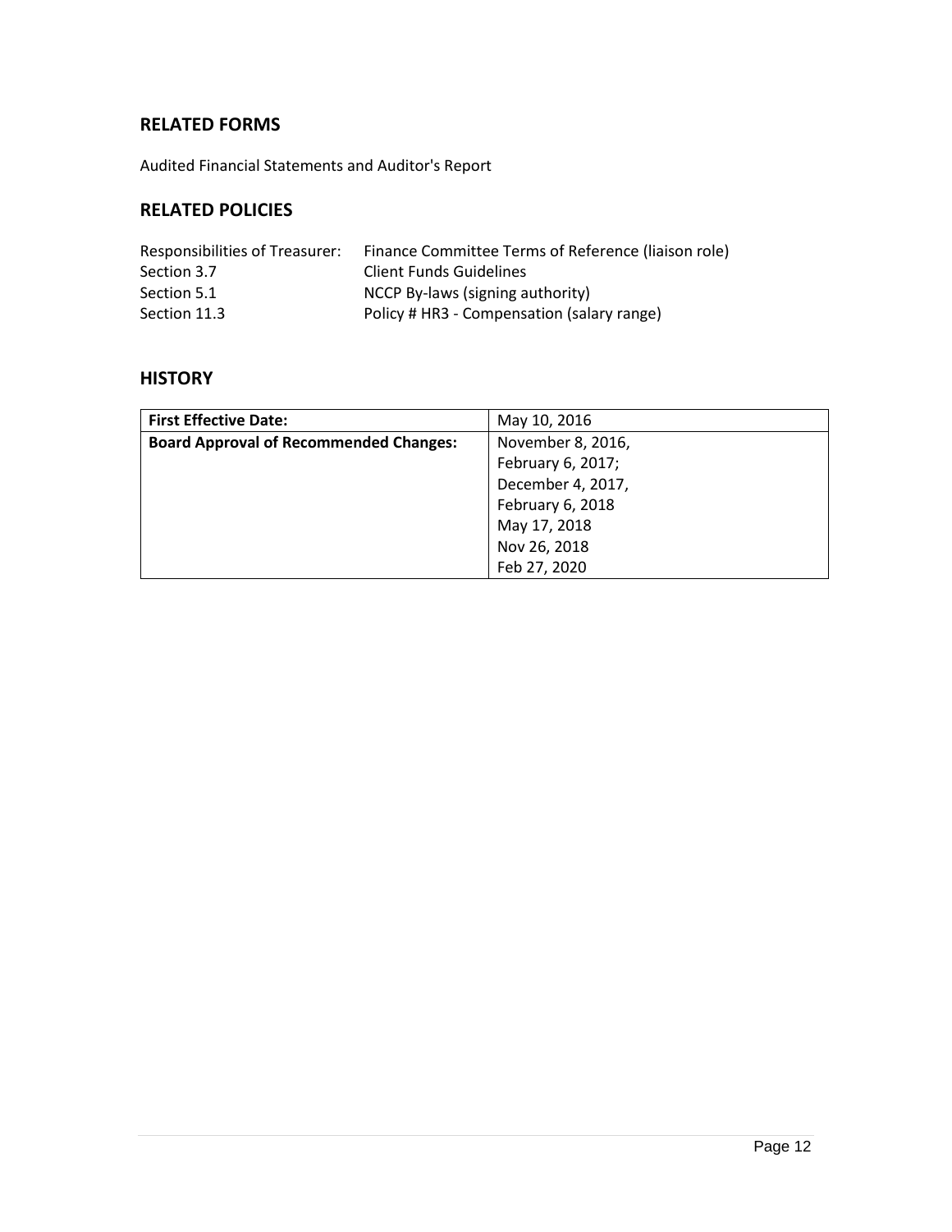## RELATED FORMS

Audited Financial Statements and Auditor's Report

## RELATED POLICIES

| | |
|---|---|
| Responsibilities of Treasurer: | Finance Committee Terms of Reference (liaison role) |
| Section 3.7 | Client Funds Guidelines |
| Section 5.1 | NCCP By-laws (signing authority) |
| Section 11.3 | Policy # HR3 - Compensation (salary range) |

## HISTORY

| | |
|---|---|
| **First Effective Date:** | May 10, 2016 |
| **Board Approval of Recommended Changes:** | November 8, 2016,<br>February 6, 2017;<br>December 4, 2017,<br>February 6, 2018<br>May 17, 2018<br>Nov 26, 2018<br>Feb 27, 2020 |